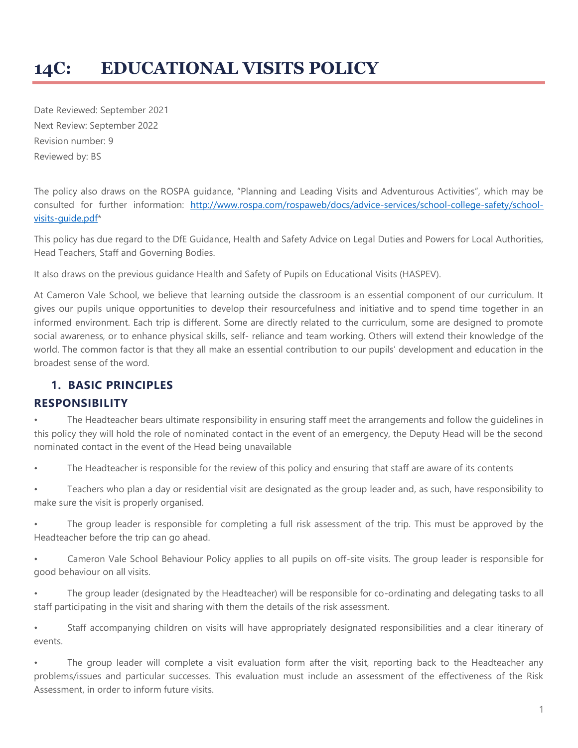# 14C: EDUCATIONAL VISITS POLICY

Date Reviewed: September 2021

Next Review: September 2022

Revision number: 9

Reviewed by: BS

The policy also draws on the ROSPA guidance, "Planning and Leading Visits and Adventurous Activities", which may be consulted for further information: [http://www.rospa.com/rospaweb/docs/advice-services/school-college-safety/school-visits-guide.pdf](http://www.rospa.com/rospaweb/docs/advice-services/school-college-safety/school-visits-guide.pdf)*

This policy has due regard to the DfE Guidance, Health and Safety Advice on Legal Duties and Powers for Local Authorities, Head Teachers, Staff and Governing Bodies.

It also draws on the previous guidance Health and Safety of Pupils on Educational Visits (HASPEV).

At Cameron Vale School, we believe that learning outside the classroom is an essential component of our curriculum. It gives our pupils unique opportunities to develop their resourcefulness and initiative and to spend time together in an informed environment. Each trip is different. Some are directly related to the curriculum, some are designed to promote social awareness, or to enhance physical skills, self- reliance and team working. Others will extend their knowledge of the world. The common factor is that they all make an essential contribution to our pupils' development and education in the broadest sense of the word.

## 1. BASIC PRINCIPLES

### RESPONSIBILITY

- The Headteacher bears ultimate responsibility in ensuring staff meet the arrangements and follow the guidelines in this policy they will hold the role of nominated contact in the event of an emergency, the Deputy Head will be the second nominated contact in the event of the Head being unavailable
- The Headteacher is responsible for the review of this policy and ensuring that staff are aware of its contents
- Teachers who plan a day or residential visit are designated as the group leader and, as such, have responsibility to make sure the visit is properly organised.
- The group leader is responsible for completing a full risk assessment of the trip. This must be approved by the Headteacher before the trip can go ahead.
- Cameron Vale School Behaviour Policy applies to all pupils on off-site visits. The group leader is responsible for good behaviour on all visits.
- The group leader (designated by the Headteacher) will be responsible for co-ordinating and delegating tasks to all staff participating in the visit and sharing with them the details of the risk assessment.
- Staff accompanying children on visits will have appropriately designated responsibilities and a clear itinerary of events.
- The group leader will complete a visit evaluation form after the visit, reporting back to the Headteacher any problems/issues and particular successes. This evaluation must include an assessment of the effectiveness of the Risk Assessment, in order to inform future visits.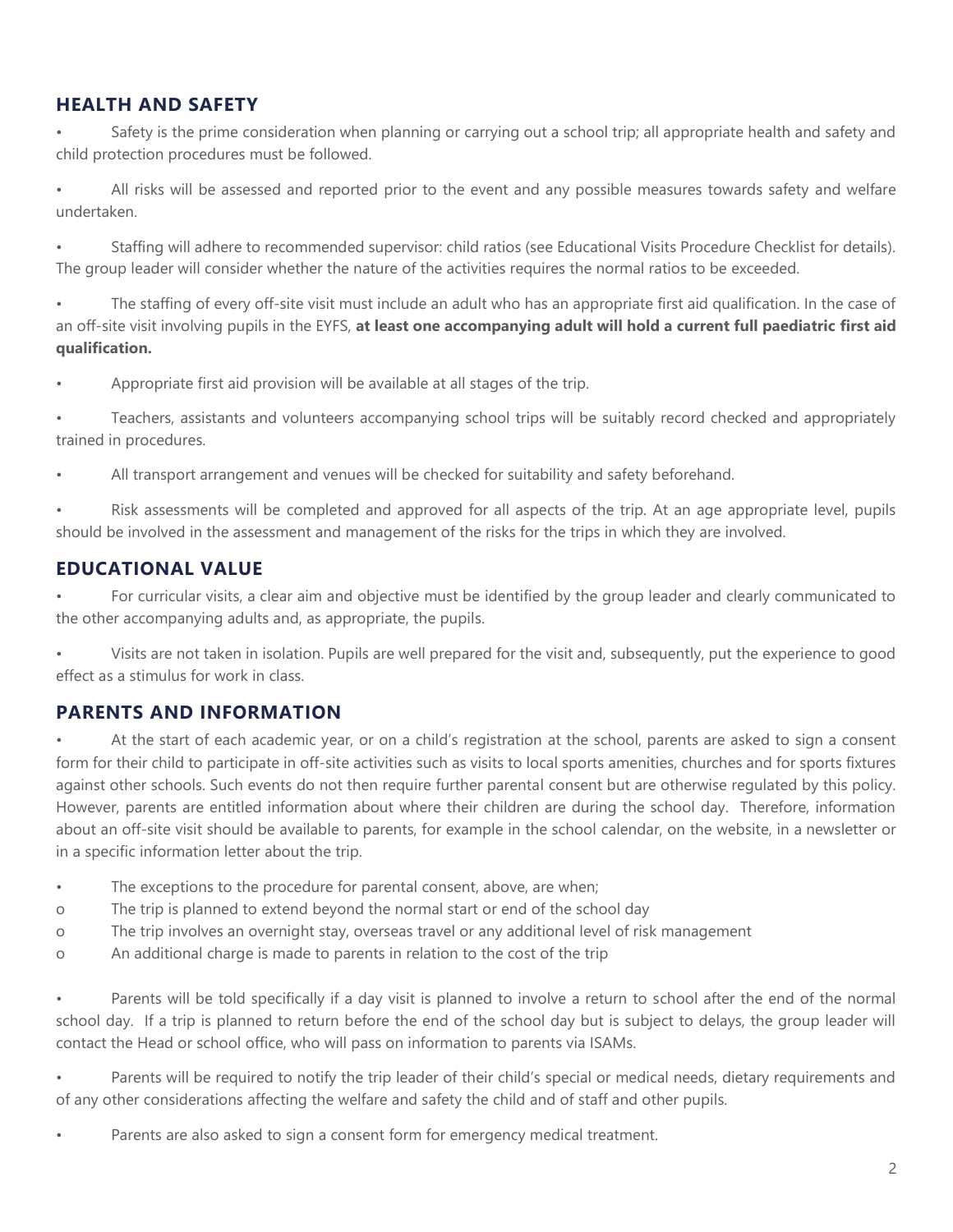## HEALTH AND SAFETY

- Safety is the prime consideration when planning or carrying out a school trip; all appropriate health and safety and child protection procedures must be followed.
- All risks will be assessed and reported prior to the event and any possible measures towards safety and welfare undertaken.
- Staffing will adhere to recommended supervisor: child ratios (see Educational Visits Procedure Checklist for details). The group leader will consider whether the nature of the activities requires the normal ratios to be exceeded.
- The staffing of every off-site visit must include an adult who has an appropriate first aid qualification. In the case of an off-site visit involving pupils in the EYFS, **at least one accompanying adult will hold a current full paediatric first aid qualification.**
- Appropriate first aid provision will be available at all stages of the trip.
- Teachers, assistants and volunteers accompanying school trips will be suitably record checked and appropriately trained in procedures.
- All transport arrangement and venues will be checked for suitability and safety beforehand.
- Risk assessments will be completed and approved for all aspects of the trip. At an age appropriate level, pupils should be involved in the assessment and management of the risks for the trips in which they are involved.

## EDUCATIONAL VALUE

- For curricular visits, a clear aim and objective must be identified by the group leader and clearly communicated to the other accompanying adults and, as appropriate, the pupils.
- Visits are not taken in isolation. Pupils are well prepared for the visit and, subsequently, put the experience to good effect as a stimulus for work in class.

## PARENTS AND INFORMATION

- At the start of each academic year, or on a child's registration at the school, parents are asked to sign a consent form for their child to participate in off-site activities such as visits to local sports amenities, churches and for sports fixtures against other schools. Such events do not then require further parental consent but are otherwise regulated by this policy. However, parents are entitled information about where their children are during the school day. Therefore, information about an off-site visit should be available to parents, for example in the school calendar, on the website, in a newsletter or in a specific information letter about the trip.
- The exceptions to the procedure for parental consent, above, are when;
    - The trip is planned to extend beyond the normal start or end of the school day
    - The trip involves an overnight stay, overseas travel or any additional level of risk management
    - An additional charge is made to parents in relation to the cost of the trip
- Parents will be told specifically if a day visit is planned to involve a return to school after the end of the normal school day. If a trip is planned to return before the end of the school day but is subject to delays, the group leader will contact the Head or school office, who will pass on information to parents via ISAMs.
- Parents will be required to notify the trip leader of their child's special or medical needs, dietary requirements and of any other considerations affecting the welfare and safety the child and of staff and other pupils.
- Parents are also asked to sign a consent form for emergency medical treatment.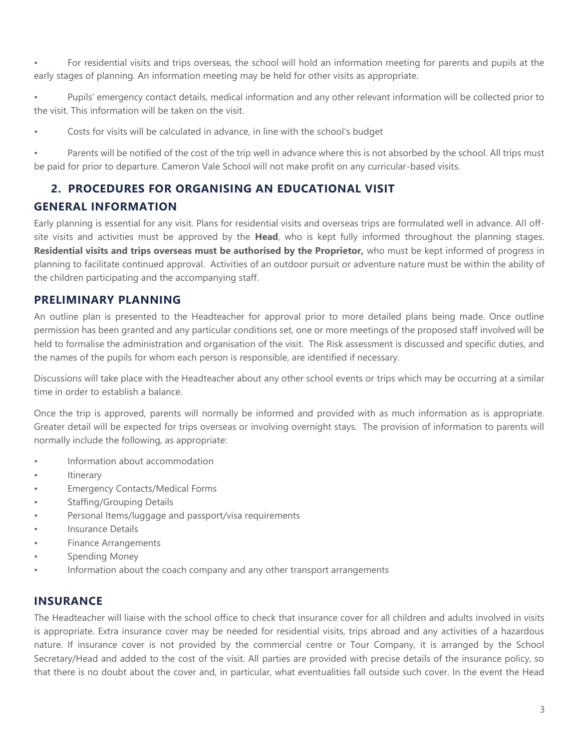- For residential visits and trips overseas, the school will hold an information meeting for parents and pupils at the early stages of planning. An information meeting may be held for other visits as appropriate.
- Pupils' emergency contact details, medical information and any other relevant information will be collected prior to the visit. This information will be taken on the visit.
- Costs for visits will be calculated in advance, in line with the school's budget
- Parents will be notified of the cost of the trip well in advance where this is not absorbed by the school. All trips must be paid for prior to departure. Cameron Vale School will not make profit on any curricular-based visits.

## 2. PROCEDURES FOR ORGANISING AN EDUCATIONAL VISIT

### GENERAL INFORMATION

Early planning is essential for any visit. Plans for residential visits and overseas trips are formulated well in advance. All off-site visits and activities must be approved by the **Head**, who is kept fully informed throughout the planning stages. **Residential visits and trips overseas must be authorised by the Proprietor,** who must be kept informed of progress in planning to facilitate continued approval. Activities of an outdoor pursuit or adventure nature must be within the ability of the children participating and the accompanying staff.

### PRELIMINARY PLANNING

An outline plan is presented to the Headteacher for approval prior to more detailed plans being made. Once outline permission has been granted and any particular conditions set, one or more meetings of the proposed staff involved will be held to formalise the administration and organisation of the visit. The Risk assessment is discussed and specific duties, and the names of the pupils for whom each person is responsible, are identified if necessary.

Discussions will take place with the Headteacher about any other school events or trips which may be occurring at a similar time in order to establish a balance.

Once the trip is approved, parents will normally be informed and provided with as much information as is appropriate. Greater detail will be expected for trips overseas or involving overnight stays. The provision of information to parents will normally include the following, as appropriate:

- Information about accommodation
- Itinerary
- Emergency Contacts/Medical Forms
- Staffing/Grouping Details
- Personal Items/luggage and passport/visa requirements
- Insurance Details
- Finance Arrangements
- Spending Money
- Information about the coach company and any other transport arrangements

### INSURANCE

The Headteacher will liaise with the school office to check that insurance cover for all children and adults involved in visits is appropriate. Extra insurance cover may be needed for residential visits, trips abroad and any activities of a hazardous nature. If insurance cover is not provided by the commercial centre or Tour Company, it is arranged by the School Secretary/Head and added to the cost of the visit. All parties are provided with precise details of the insurance policy, so that there is no doubt about the cover and, in particular, what eventualities fall outside such cover. In the event the Head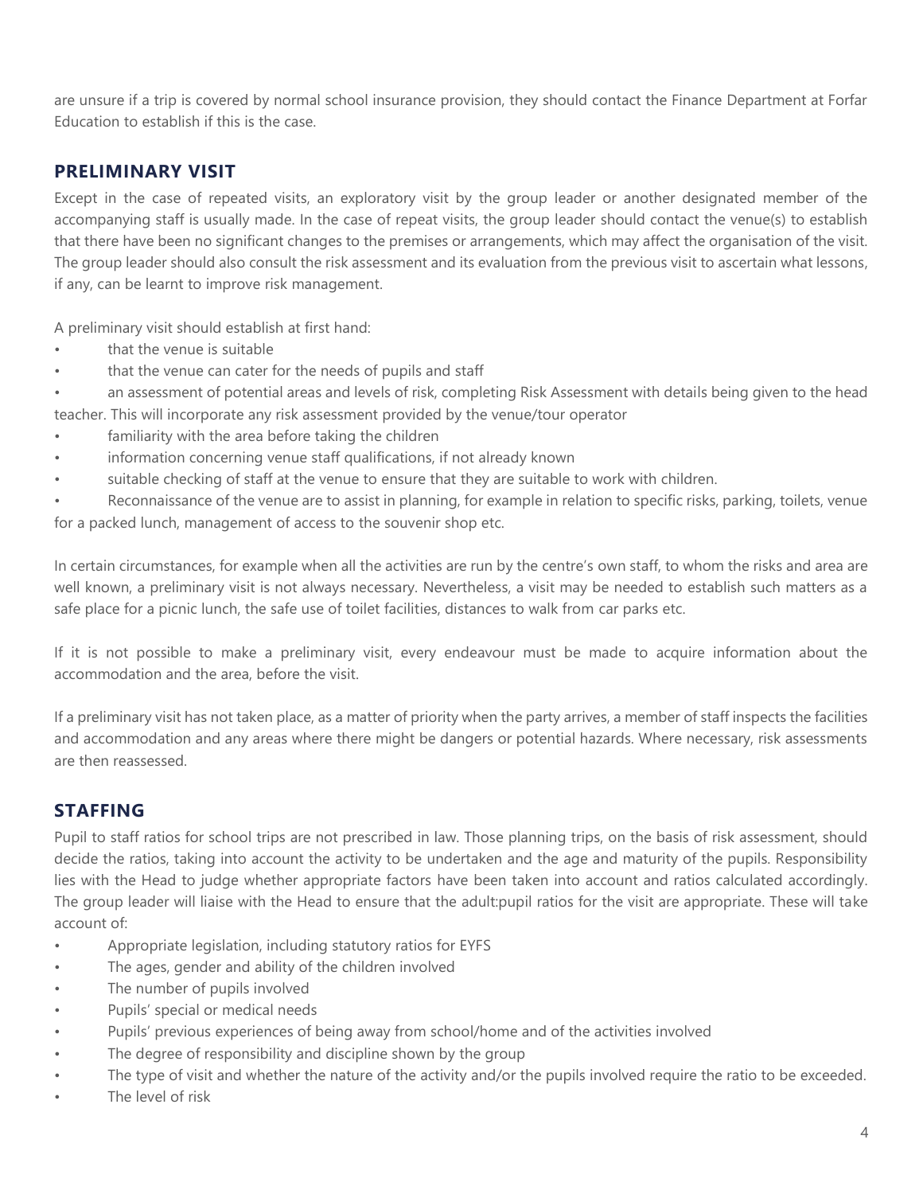are unsure if a trip is covered by normal school insurance provision, they should contact the Finance Department at Forfar Education to establish if this is the case.

## PRELIMINARY VISIT

Except in the case of repeated visits, an exploratory visit by the group leader or another designated member of the accompanying staff is usually made. In the case of repeat visits, the group leader should contact the venue(s) to establish that there have been no significant changes to the premises or arrangements, which may affect the organisation of the visit. The group leader should also consult the risk assessment and its evaluation from the previous visit to ascertain what lessons, if any, can be learnt to improve risk management.

A preliminary visit should establish at first hand:

- that the venue is suitable
- that the venue can cater for the needs of pupils and staff
- an assessment of potential areas and levels of risk, completing Risk Assessment with details being given to the head teacher. This will incorporate any risk assessment provided by the venue/tour operator
- familiarity with the area before taking the children
- information concerning venue staff qualifications, if not already known
- suitable checking of staff at the venue to ensure that they are suitable to work with children.
- Reconnaissance of the venue are to assist in planning, for example in relation to specific risks, parking, toilets, venue for a packed lunch, management of access to the souvenir shop etc.

In certain circumstances, for example when all the activities are run by the centre's own staff, to whom the risks and area are well known, a preliminary visit is not always necessary. Nevertheless, a visit may be needed to establish such matters as a safe place for a picnic lunch, the safe use of toilet facilities, distances to walk from car parks etc.

If it is not possible to make a preliminary visit, every endeavour must be made to acquire information about the accommodation and the area, before the visit.

If a preliminary visit has not taken place, as a matter of priority when the party arrives, a member of staff inspects the facilities and accommodation and any areas where there might be dangers or potential hazards. Where necessary, risk assessments are then reassessed.

## STAFFING

Pupil to staff ratios for school trips are not prescribed in law. Those planning trips, on the basis of risk assessment, should decide the ratios, taking into account the activity to be undertaken and the age and maturity of the pupils. Responsibility lies with the Head to judge whether appropriate factors have been taken into account and ratios calculated accordingly. The group leader will liaise with the Head to ensure that the adult:pupil ratios for the visit are appropriate. These will take account of:

- Appropriate legislation, including statutory ratios for EYFS
- The ages, gender and ability of the children involved
- The number of pupils involved
- Pupils' special or medical needs
- Pupils' previous experiences of being away from school/home and of the activities involved
- The degree of responsibility and discipline shown by the group
- The type of visit and whether the nature of the activity and/or the pupils involved require the ratio to be exceeded.
- The level of risk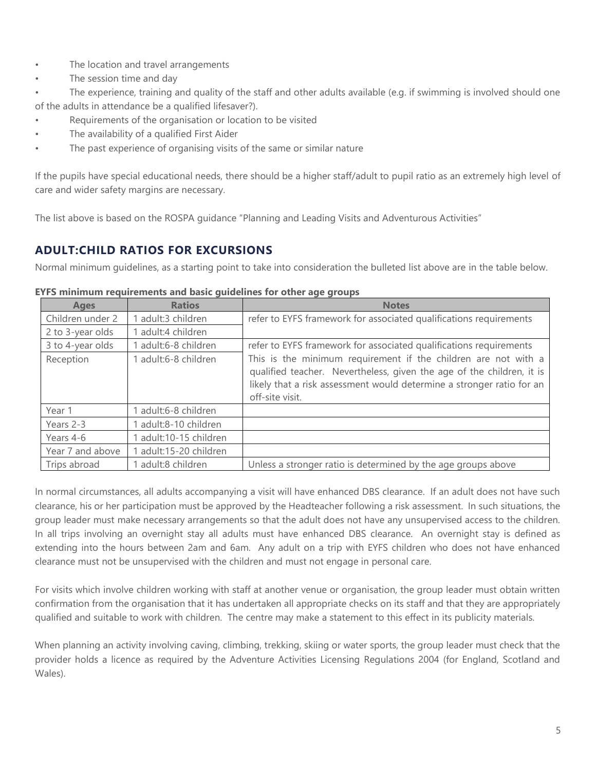- The location and travel arrangements
- The session time and day
- The experience, training and quality of the staff and other adults available (e.g. if swimming is involved should one of the adults in attendance be a qualified lifesaver?).
- Requirements of the organisation or location to be visited
- The availability of a qualified First Aider
- The past experience of organising visits of the same or similar nature

If the pupils have special educational needs, there should be a higher staff/adult to pupil ratio as an extremely high level of care and wider safety margins are necessary.

The list above is based on the ROSPA guidance "Planning and Leading Visits and Adventurous Activities"

## ADULT:CHILD RATIOS FOR EXCURSIONS

Normal minimum guidelines, as a starting point to take into consideration the bulleted list above are in the table below.

**EYFS minimum requirements and basic guidelines for other age groups**

| Ages | Ratios | Notes |
|---|---|---|
| Children under 2 | 1 adult:3 children | refer to EYFS framework for associated qualifications requirements |
| 2 to 3-year olds | 1 adult:4 children | |
| 3 to 4-year olds | 1 adult:6-8 children | refer to EYFS framework for associated qualifications requirements |
| Reception | 1 adult:6-8 children | This is the minimum requirement if the children are not with a qualified teacher. Nevertheless, given the age of the children, it is likely that a risk assessment would determine a stronger ratio for an off-site visit. |
| Year 1 | 1 adult:6-8 children | |
| Years 2-3 | 1 adult:8-10 children | |
| Years 4-6 | 1 adult:10-15 children | |
| Year 7 and above | 1 adult:15-20 children | |
| Trips abroad | 1 adult:8 children | Unless a stronger ratio is determined by the age groups above |

In normal circumstances, all adults accompanying a visit will have enhanced DBS clearance. If an adult does not have such clearance, his or her participation must be approved by the Headteacher following a risk assessment. In such situations, the group leader must make necessary arrangements so that the adult does not have any unsupervised access to the children. In all trips involving an overnight stay all adults must have enhanced DBS clearance. An overnight stay is defined as extending into the hours between 2am and 6am. Any adult on a trip with EYFS children who does not have enhanced clearance must not be unsupervised with the children and must not engage in personal care.

For visits which involve children working with staff at another venue or organisation, the group leader must obtain written confirmation from the organisation that it has undertaken all appropriate checks on its staff and that they are appropriately qualified and suitable to work with children. The centre may make a statement to this effect in its publicity materials.

When planning an activity involving caving, climbing, trekking, skiing or water sports, the group leader must check that the provider holds a licence as required by the Adventure Activities Licensing Regulations 2004 (for England, Scotland and Wales).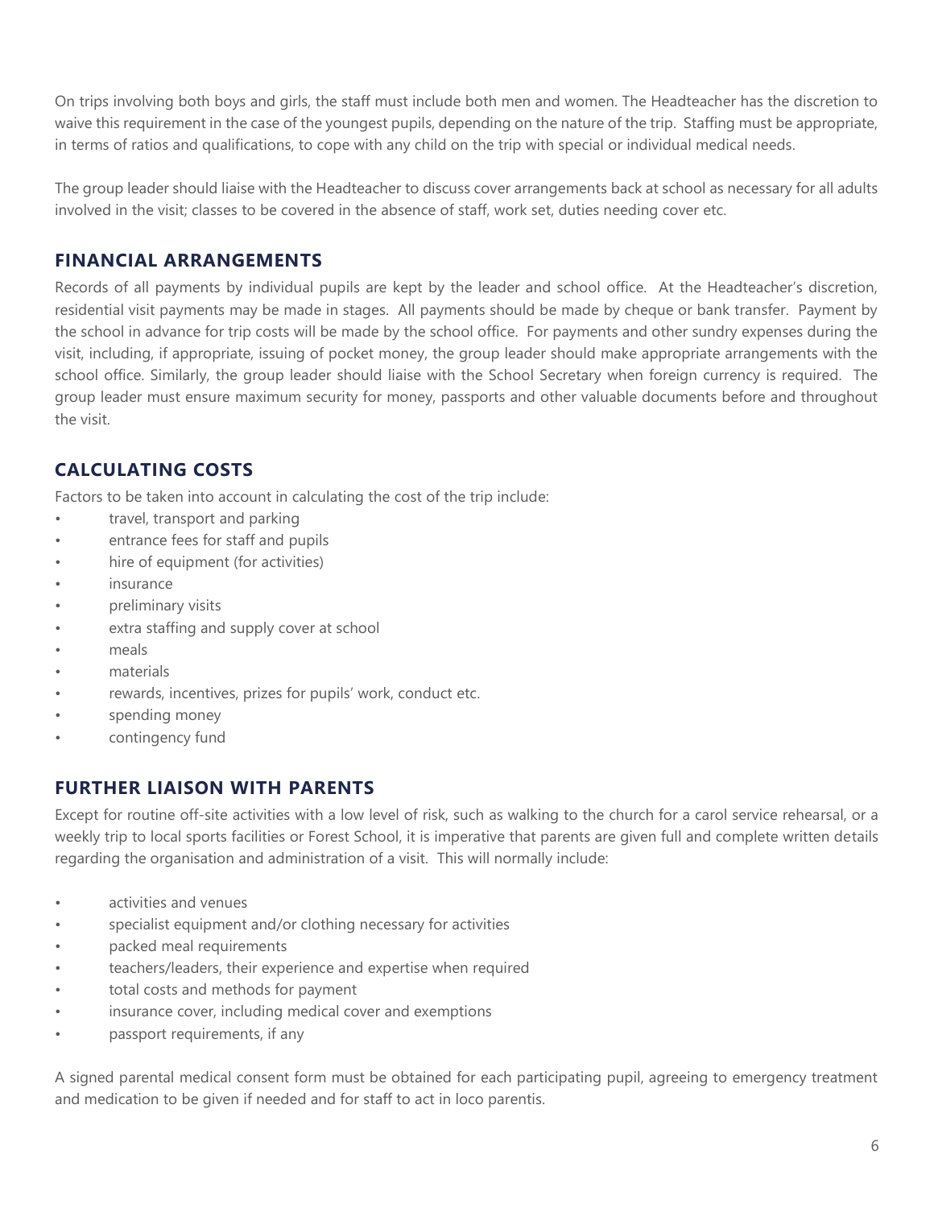On trips involving both boys and girls, the staff must include both men and women. The Headteacher has the discretion to waive this requirement in the case of the youngest pupils, depending on the nature of the trip. Staffing must be appropriate, in terms of ratios and qualifications, to cope with any child on the trip with special or individual medical needs.

The group leader should liaise with the Headteacher to discuss cover arrangements back at school as necessary for all adults involved in the visit; classes to be covered in the absence of staff, work set, duties needing cover etc.

## FINANCIAL ARRANGEMENTS

Records of all payments by individual pupils are kept by the leader and school office. At the Headteacher's discretion, residential visit payments may be made in stages. All payments should be made by cheque or bank transfer. Payment by the school in advance for trip costs will be made by the school office. For payments and other sundry expenses during the visit, including, if appropriate, issuing of pocket money, the group leader should make appropriate arrangements with the school office. Similarly, the group leader should liaise with the School Secretary when foreign currency is required. The group leader must ensure maximum security for money, passports and other valuable documents before and throughout the visit.

## CALCULATING COSTS

Factors to be taken into account in calculating the cost of the trip include:

- travel, transport and parking
- entrance fees for staff and pupils
- hire of equipment (for activities)
- insurance
- preliminary visits
- extra staffing and supply cover at school
- meals
- materials
- rewards, incentives, prizes for pupils' work, conduct etc.
- spending money
- contingency fund

## FURTHER LIAISON WITH PARENTS

Except for routine off-site activities with a low level of risk, such as walking to the church for a carol service rehearsal, or a weekly trip to local sports facilities or Forest School, it is imperative that parents are given full and complete written details regarding the organisation and administration of a visit. This will normally include:

- activities and venues
- specialist equipment and/or clothing necessary for activities
- packed meal requirements
- teachers/leaders, their experience and expertise when required
- total costs and methods for payment
- insurance cover, including medical cover and exemptions
- passport requirements, if any

A signed parental medical consent form must be obtained for each participating pupil, agreeing to emergency treatment and medication to be given if needed and for staff to act in loco parentis.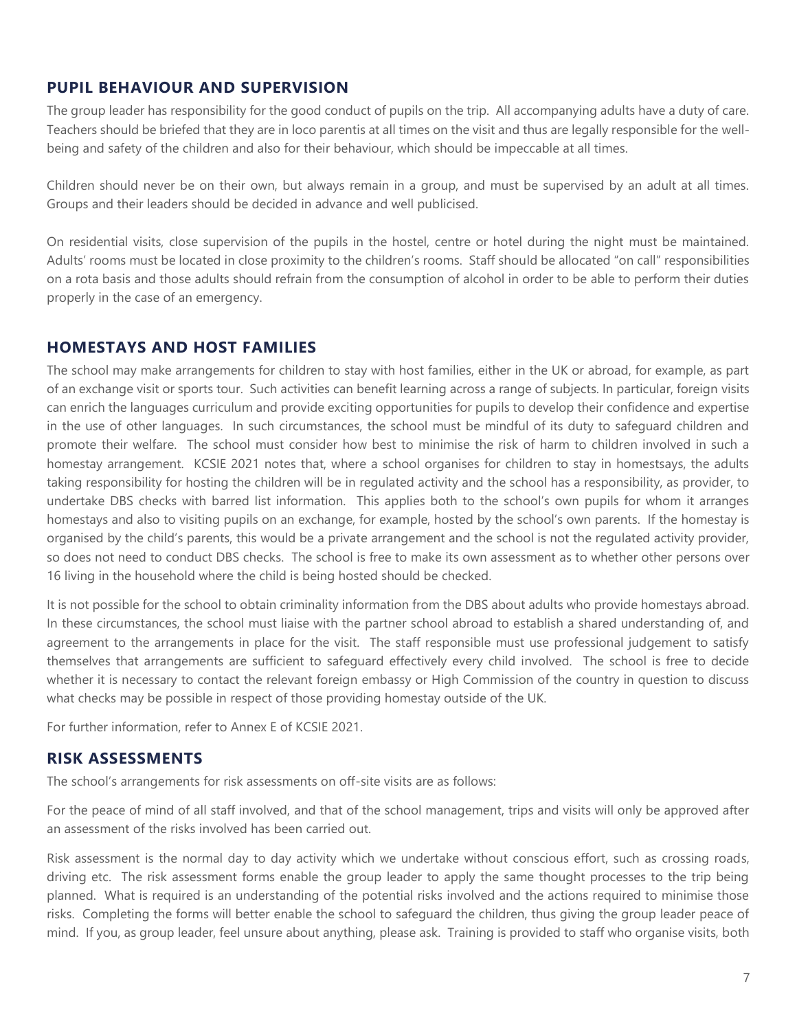## PUPIL BEHAVIOUR AND SUPERVISION

The group leader has responsibility for the good conduct of pupils on the trip. All accompanying adults have a duty of care. Teachers should be briefed that they are in loco parentis at all times on the visit and thus are legally responsible for the well-being and safety of the children and also for their behaviour, which should be impeccable at all times.

Children should never be on their own, but always remain in a group, and must be supervised by an adult at all times. Groups and their leaders should be decided in advance and well publicised.

On residential visits, close supervision of the pupils in the hostel, centre or hotel during the night must be maintained. Adults' rooms must be located in close proximity to the children's rooms. Staff should be allocated "on call" responsibilities on a rota basis and those adults should refrain from the consumption of alcohol in order to be able to perform their duties properly in the case of an emergency.

## HOMESTAYS AND HOST FAMILIES

The school may make arrangements for children to stay with host families, either in the UK or abroad, for example, as part of an exchange visit or sports tour. Such activities can benefit learning across a range of subjects. In particular, foreign visits can enrich the languages curriculum and provide exciting opportunities for pupils to develop their confidence and expertise in the use of other languages. In such circumstances, the school must be mindful of its duty to safeguard children and promote their welfare. The school must consider how best to minimise the risk of harm to children involved in such a homestay arrangement. KCSIE 2021 notes that, where a school organises for children to stay in homestsays, the adults taking responsibility for hosting the children will be in regulated activity and the school has a responsibility, as provider, to undertake DBS checks with barred list information. This applies both to the school's own pupils for whom it arranges homestays and also to visiting pupils on an exchange, for example, hosted by the school's own parents. If the homestay is organised by the child's parents, this would be a private arrangement and the school is not the regulated activity provider, so does not need to conduct DBS checks. The school is free to make its own assessment as to whether other persons over 16 living in the household where the child is being hosted should be checked.

It is not possible for the school to obtain criminality information from the DBS about adults who provide homestays abroad. In these circumstances, the school must liaise with the partner school abroad to establish a shared understanding of, and agreement to the arrangements in place for the visit. The staff responsible must use professional judgement to satisfy themselves that arrangements are sufficient to safeguard effectively every child involved. The school is free to decide whether it is necessary to contact the relevant foreign embassy or High Commission of the country in question to discuss what checks may be possible in respect of those providing homestay outside of the UK.

For further information, refer to Annex E of KCSIE 2021.

## RISK ASSESSMENTS

The school's arrangements for risk assessments on off-site visits are as follows:

For the peace of mind of all staff involved, and that of the school management, trips and visits will only be approved after an assessment of the risks involved has been carried out.

Risk assessment is the normal day to day activity which we undertake without conscious effort, such as crossing roads, driving etc. The risk assessment forms enable the group leader to apply the same thought processes to the trip being planned. What is required is an understanding of the potential risks involved and the actions required to minimise those risks. Completing the forms will better enable the school to safeguard the children, thus giving the group leader peace of mind. If you, as group leader, feel unsure about anything, please ask. Training is provided to staff who organise visits, both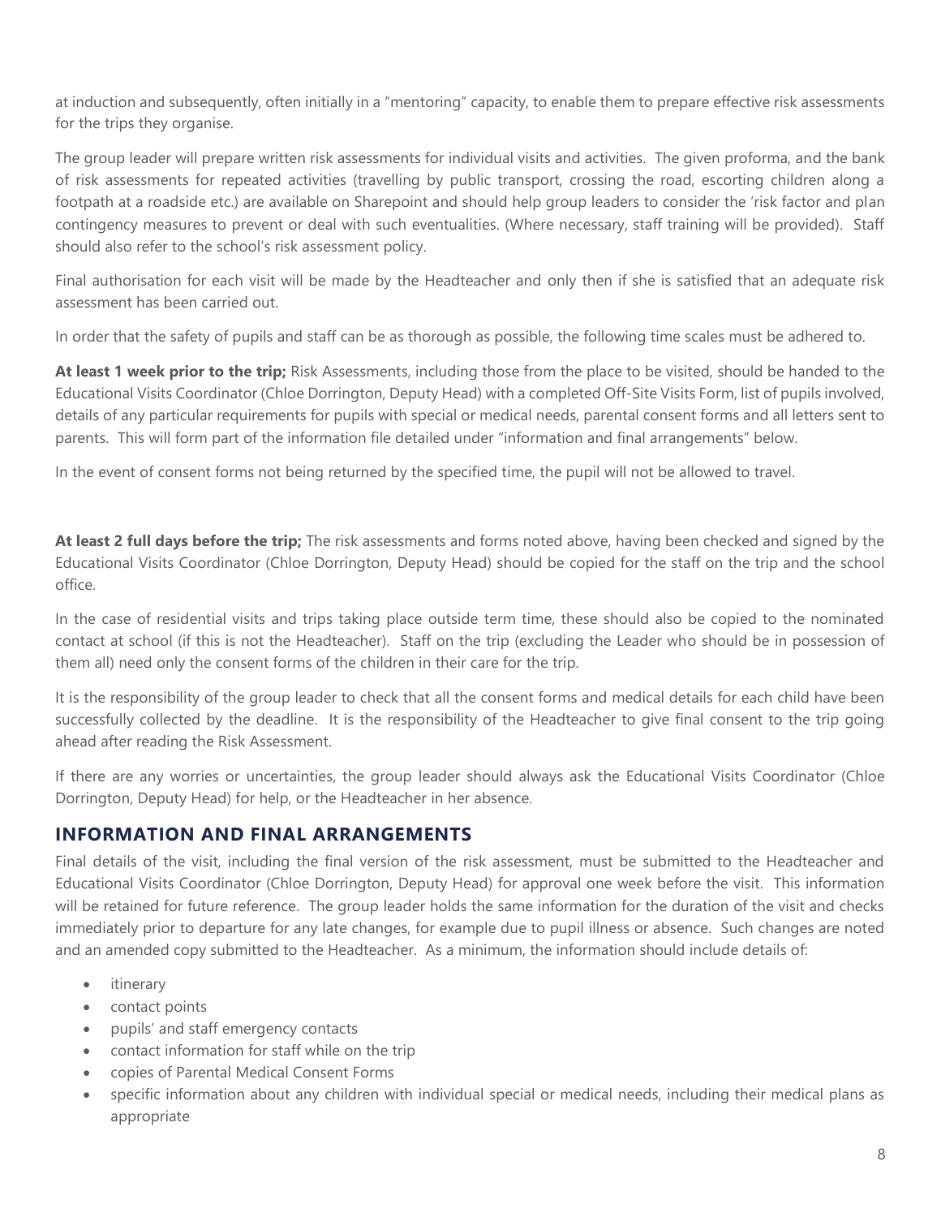at induction and subsequently, often initially in a "mentoring" capacity, to enable them to prepare effective risk assessments for the trips they organise.

The group leader will prepare written risk assessments for individual visits and activities. The given proforma, and the bank of risk assessments for repeated activities (travelling by public transport, crossing the road, escorting children along a footpath at a roadside etc.) are available on Sharepoint and should help group leaders to consider the 'risk factor and plan contingency measures to prevent or deal with such eventualities. (Where necessary, staff training will be provided). Staff should also refer to the school's risk assessment policy.

Final authorisation for each visit will be made by the Headteacher and only then if she is satisfied that an adequate risk assessment has been carried out.

In order that the safety of pupils and staff can be as thorough as possible, the following time scales must be adhered to.

**At least 1 week prior to the trip;** Risk Assessments, including those from the place to be visited, should be handed to the Educational Visits Coordinator (Chloe Dorrington, Deputy Head) with a completed Off-Site Visits Form, list of pupils involved, details of any particular requirements for pupils with special or medical needs, parental consent forms and all letters sent to parents. This will form part of the information file detailed under "information and final arrangements" below.

In the event of consent forms not being returned by the specified time, the pupil will not be allowed to travel.

**At least 2 full days before the trip;** The risk assessments and forms noted above, having been checked and signed by the Educational Visits Coordinator (Chloe Dorrington, Deputy Head) should be copied for the staff on the trip and the school office.

In the case of residential visits and trips taking place outside term time, these should also be copied to the nominated contact at school (if this is not the Headteacher). Staff on the trip (excluding the Leader who should be in possession of them all) need only the consent forms of the children in their care for the trip.

It is the responsibility of the group leader to check that all the consent forms and medical details for each child have been successfully collected by the deadline. It is the responsibility of the Headteacher to give final consent to the trip going ahead after reading the Risk Assessment.

If there are any worries or uncertainties, the group leader should always ask the Educational Visits Coordinator (Chloe Dorrington, Deputy Head) for help, or the Headteacher in her absence.

## INFORMATION AND FINAL ARRANGEMENTS

Final details of the visit, including the final version of the risk assessment, must be submitted to the Headteacher and Educational Visits Coordinator (Chloe Dorrington, Deputy Head) for approval one week before the visit. This information will be retained for future reference. The group leader holds the same information for the duration of the visit and checks immediately prior to departure for any late changes, for example due to pupil illness or absence. Such changes are noted and an amended copy submitted to the Headteacher. As a minimum, the information should include details of:

- itinerary
- contact points
- pupils' and staff emergency contacts
- contact information for staff while on the trip
- copies of Parental Medical Consent Forms
- specific information about any children with individual special or medical needs, including their medical plans as appropriate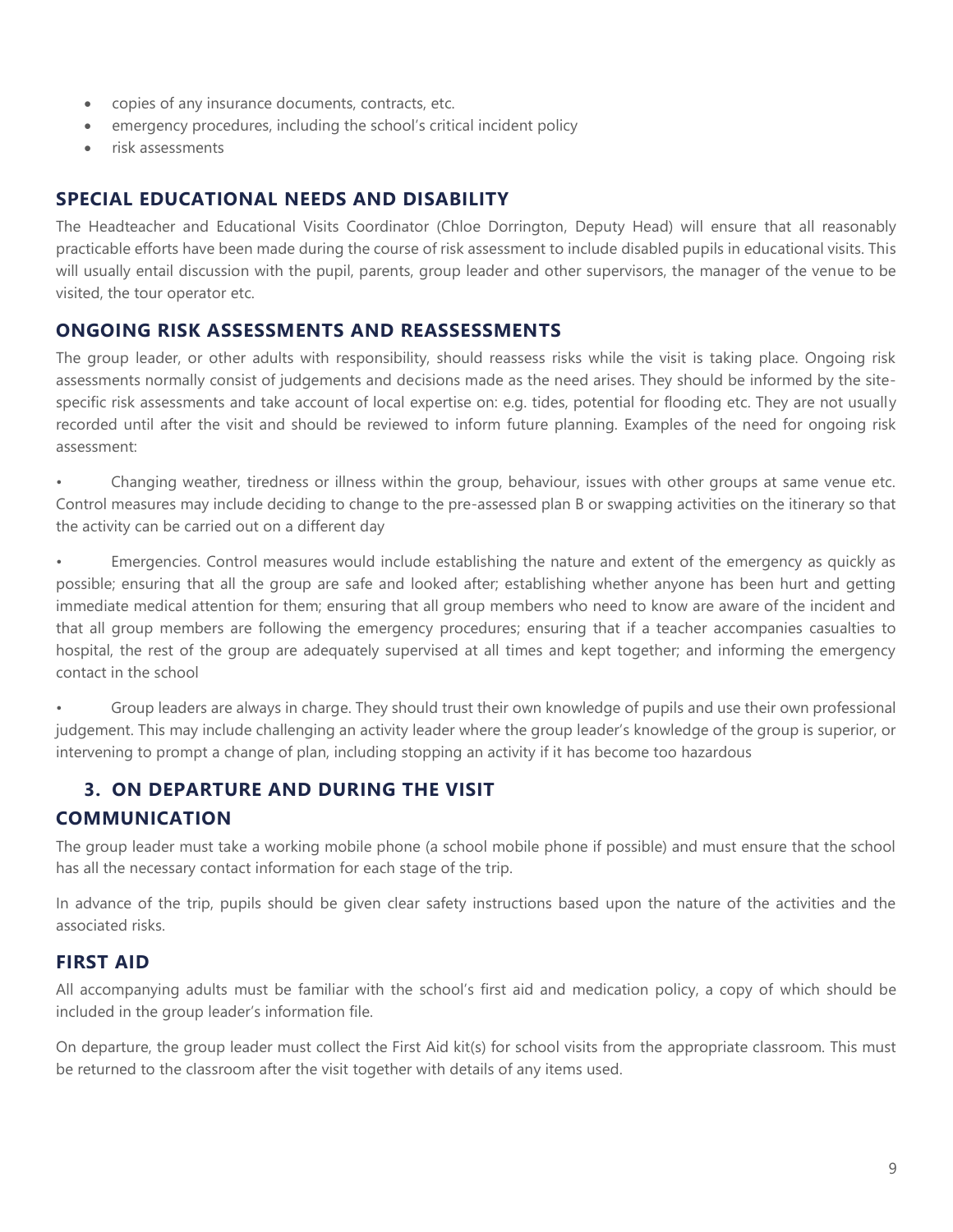- copies of any insurance documents, contracts, etc.
- emergency procedures, including the school's critical incident policy
- risk assessments

## SPECIAL EDUCATIONAL NEEDS AND DISABILITY

The Headteacher and Educational Visits Coordinator (Chloe Dorrington, Deputy Head) will ensure that all reasonably practicable efforts have been made during the course of risk assessment to include disabled pupils in educational visits. This will usually entail discussion with the pupil, parents, group leader and other supervisors, the manager of the venue to be visited, the tour operator etc.

## ONGOING RISK ASSESSMENTS AND REASSESSMENTS

The group leader, or other adults with responsibility, should reassess risks while the visit is taking place. Ongoing risk assessments normally consist of judgements and decisions made as the need arises. They should be informed by the site-specific risk assessments and take account of local expertise on: e.g. tides, potential for flooding etc. They are not usually recorded until after the visit and should be reviewed to inform future planning. Examples of the need for ongoing risk assessment:

- Changing weather, tiredness or illness within the group, behaviour, issues with other groups at same venue etc. Control measures may include deciding to change to the pre-assessed plan B or swapping activities on the itinerary so that the activity can be carried out on a different day

- Emergencies. Control measures would include establishing the nature and extent of the emergency as quickly as possible; ensuring that all the group are safe and looked after; establishing whether anyone has been hurt and getting immediate medical attention for them; ensuring that all group members who need to know are aware of the incident and that all group members are following the emergency procedures; ensuring that if a teacher accompanies casualties to hospital, the rest of the group are adequately supervised at all times and kept together; and informing the emergency contact in the school

- Group leaders are always in charge. They should trust their own knowledge of pupils and use their own professional judgement. This may include challenging an activity leader where the group leader's knowledge of the group is superior, or intervening to prompt a change of plan, including stopping an activity if it has become too hazardous

# 3. ON DEPARTURE AND DURING THE VISIT

## COMMUNICATION

The group leader must take a working mobile phone (a school mobile phone if possible) and must ensure that the school has all the necessary contact information for each stage of the trip.

In advance of the trip, pupils should be given clear safety instructions based upon the nature of the activities and the associated risks.

## FIRST AID

All accompanying adults must be familiar with the school's first aid and medication policy, a copy of which should be included in the group leader's information file.

On departure, the group leader must collect the First Aid kit(s) for school visits from the appropriate classroom. This must be returned to the classroom after the visit together with details of any items used.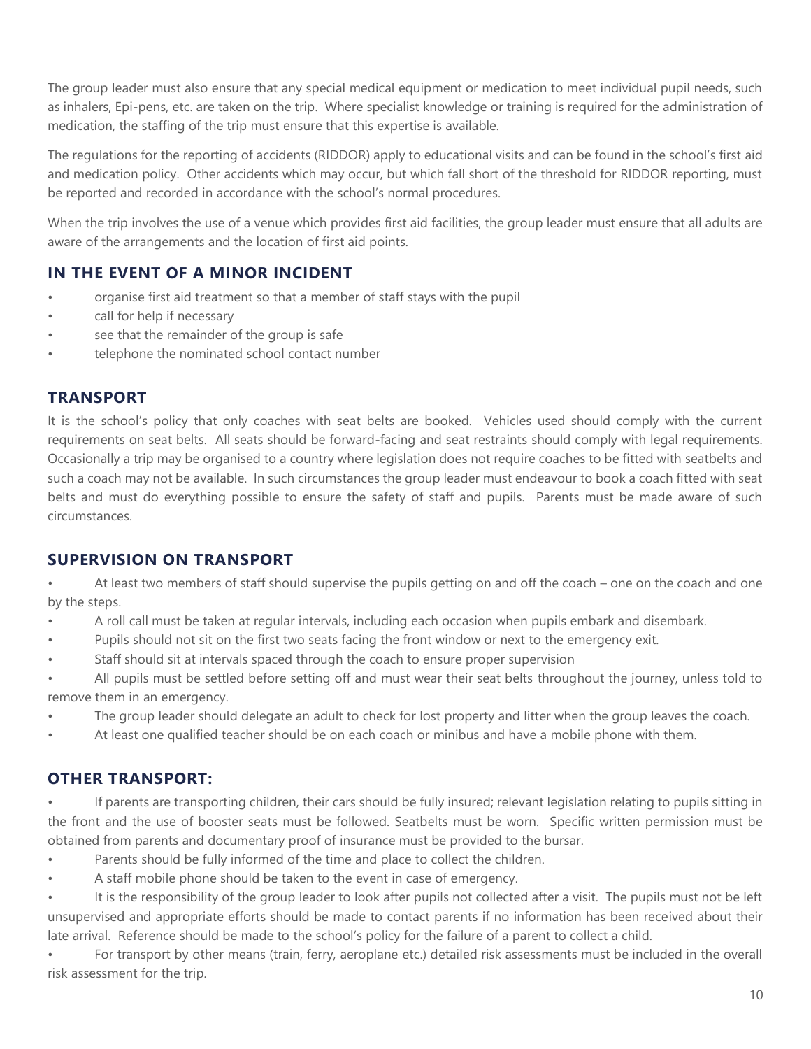The group leader must also ensure that any special medical equipment or medication to meet individual pupil needs, such as inhalers, Epi-pens, etc. are taken on the trip. Where specialist knowledge or training is required for the administration of medication, the staffing of the trip must ensure that this expertise is available.

The regulations for the reporting of accidents (RIDDOR) apply to educational visits and can be found in the school's first aid and medication policy. Other accidents which may occur, but which fall short of the threshold for RIDDOR reporting, must be reported and recorded in accordance with the school's normal procedures.

When the trip involves the use of a venue which provides first aid facilities, the group leader must ensure that all adults are aware of the arrangements and the location of first aid points.

## IN THE EVENT OF A MINOR INCIDENT

- organise first aid treatment so that a member of staff stays with the pupil
- call for help if necessary
- see that the remainder of the group is safe
- telephone the nominated school contact number

## TRANSPORT

It is the school's policy that only coaches with seat belts are booked. Vehicles used should comply with the current requirements on seat belts. All seats should be forward-facing and seat restraints should comply with legal requirements. Occasionally a trip may be organised to a country where legislation does not require coaches to be fitted with seatbelts and such a coach may not be available. In such circumstances the group leader must endeavour to book a coach fitted with seat belts and must do everything possible to ensure the safety of staff and pupils. Parents must be made aware of such circumstances.

## SUPERVISION ON TRANSPORT

- At least two members of staff should supervise the pupils getting on and off the coach – one on the coach and one by the steps.
- A roll call must be taken at regular intervals, including each occasion when pupils embark and disembark.
- Pupils should not sit on the first two seats facing the front window or next to the emergency exit.
- Staff should sit at intervals spaced through the coach to ensure proper supervision
- All pupils must be settled before setting off and must wear their seat belts throughout the journey, unless told to remove them in an emergency.
- The group leader should delegate an adult to check for lost property and litter when the group leaves the coach.
- At least one qualified teacher should be on each coach or minibus and have a mobile phone with them.

## OTHER TRANSPORT:

- If parents are transporting children, their cars should be fully insured; relevant legislation relating to pupils sitting in the front and the use of booster seats must be followed. Seatbelts must be worn. Specific written permission must be obtained from parents and documentary proof of insurance must be provided to the bursar.
- Parents should be fully informed of the time and place to collect the children.
- A staff mobile phone should be taken to the event in case of emergency.
- It is the responsibility of the group leader to look after pupils not collected after a visit. The pupils must not be left unsupervised and appropriate efforts should be made to contact parents if no information has been received about their late arrival. Reference should be made to the school's policy for the failure of a parent to collect a child.
- For transport by other means (train, ferry, aeroplane etc.) detailed risk assessments must be included in the overall risk assessment for the trip.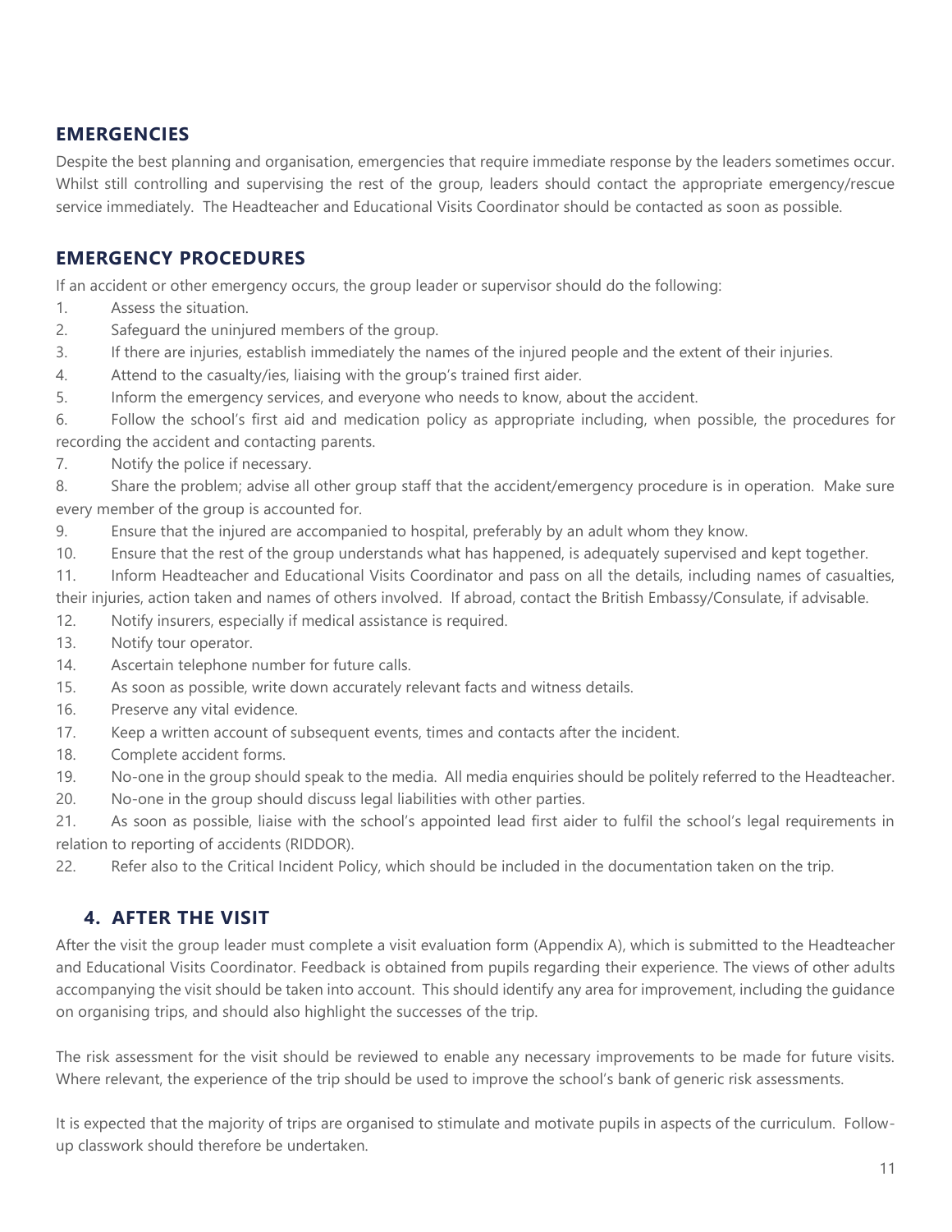## EMERGENCIES

Despite the best planning and organisation, emergencies that require immediate response by the leaders sometimes occur. Whilst still controlling and supervising the rest of the group, leaders should contact the appropriate emergency/rescue service immediately. The Headteacher and Educational Visits Coordinator should be contacted as soon as possible.

## EMERGENCY PROCEDURES

If an accident or other emergency occurs, the group leader or supervisor should do the following:

1. Assess the situation.
2. Safeguard the uninjured members of the group.
3. If there are injuries, establish immediately the names of the injured people and the extent of their injuries.
4. Attend to the casualty/ies, liaising with the group's trained first aider.
5. Inform the emergency services, and everyone who needs to know, about the accident.
6. Follow the school's first aid and medication policy as appropriate including, when possible, the procedures for recording the accident and contacting parents.
7. Notify the police if necessary.
8. Share the problem; advise all other group staff that the accident/emergency procedure is in operation. Make sure every member of the group is accounted for.
9. Ensure that the injured are accompanied to hospital, preferably by an adult whom they know.
10. Ensure that the rest of the group understands what has happened, is adequately supervised and kept together.
11. Inform Headteacher and Educational Visits Coordinator and pass on all the details, including names of casualties, their injuries, action taken and names of others involved. If abroad, contact the British Embassy/Consulate, if advisable.
12. Notify insurers, especially if medical assistance is required.
13. Notify tour operator.
14. Ascertain telephone number for future calls.
15. As soon as possible, write down accurately relevant facts and witness details.
16. Preserve any vital evidence.
17. Keep a written account of subsequent events, times and contacts after the incident.
18. Complete accident forms.
19. No-one in the group should speak to the media. All media enquiries should be politely referred to the Headteacher.
20. No-one in the group should discuss legal liabilities with other parties.
21. As soon as possible, liaise with the school's appointed lead first aider to fulfil the school's legal requirements in relation to reporting of accidents (RIDDOR).
22. Refer also to the Critical Incident Policy, which should be included in the documentation taken on the trip.

## 4. AFTER THE VISIT

After the visit the group leader must complete a visit evaluation form (Appendix A), which is submitted to the Headteacher and Educational Visits Coordinator. Feedback is obtained from pupils regarding their experience. The views of other adults accompanying the visit should be taken into account. This should identify any area for improvement, including the guidance on organising trips, and should also highlight the successes of the trip.

The risk assessment for the visit should be reviewed to enable any necessary improvements to be made for future visits. Where relevant, the experience of the trip should be used to improve the school's bank of generic risk assessments.

It is expected that the majority of trips are organised to stimulate and motivate pupils in aspects of the curriculum. Follow-up classwork should therefore be undertaken.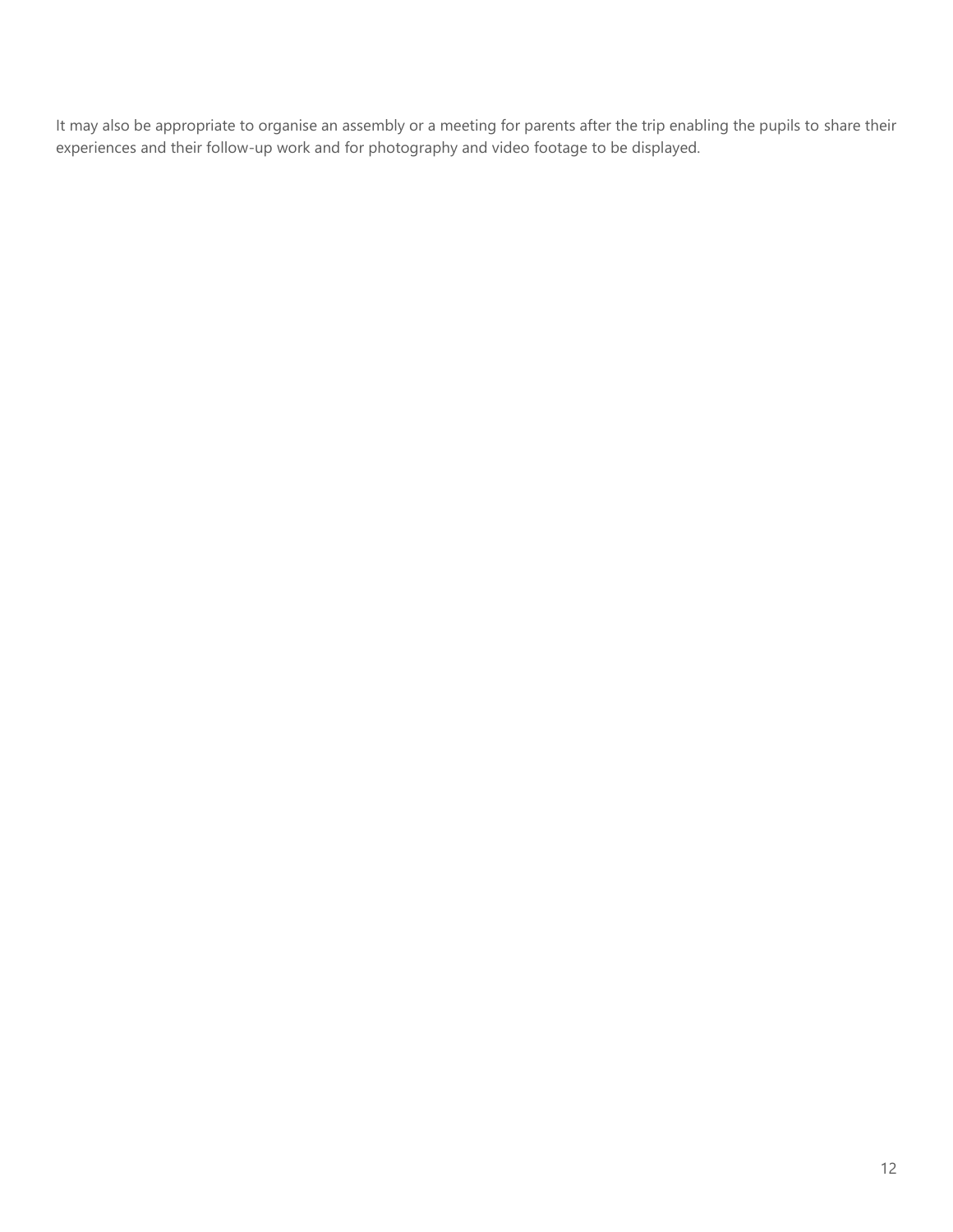It may also be appropriate to organise an assembly or a meeting for parents after the trip enabling the pupils to share their experiences and their follow-up work and for photography and video footage to be displayed.